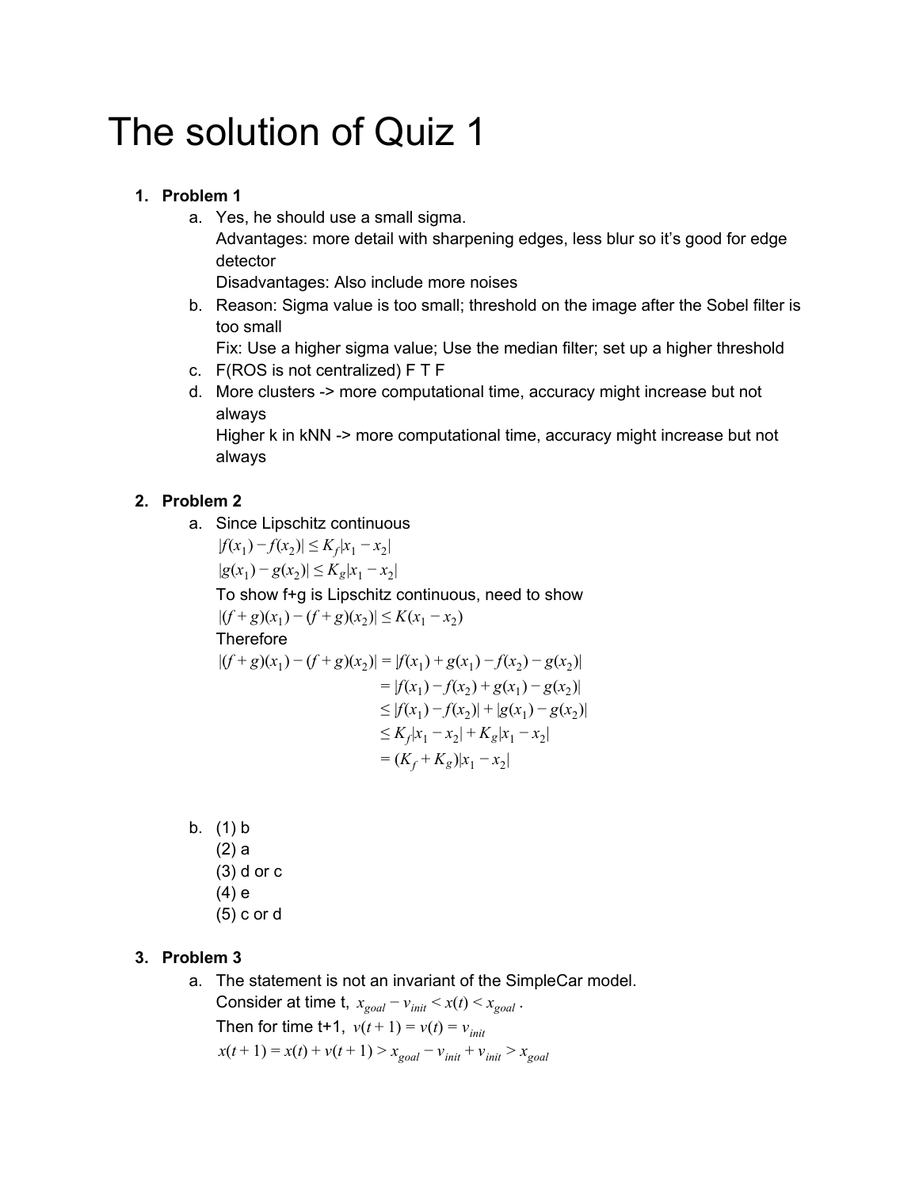# The solution of Quiz 1

1. **Problem 1**
   a. Yes, he should use a small sigma.
      Advantages: more detail with sharpening edges, less blur so it's good for edge detector
      Disadvantages: Also include more noises
   b. Reason: Sigma value is too small; threshold on the image after the Sobel filter is too small
      Fix: Use a higher sigma value; Use the median filter; set up a higher threshold
   c. F(ROS is not centralized) F T F
   d. More clusters -> more computational time, accuracy might increase but not always
      Higher k in kNN -> more computational time, accuracy might increase but not always

2. **Problem 2**
   a. Since Lipschitz continuous

      $|f(x_1) - f(x_2)| \leq K_f|x_1 - x_2|$

      $|g(x_1) - g(x_2)| \leq K_g|x_1 - x_2|$

      To show f+g is Lipschitz continuous, need to show

      $|(f+g)(x_1) - (f+g)(x_2)| \leq K(x_1 - x_2)$

      Therefore

      $$\begin{aligned}
      |(f+g)(x_1) - (f+g)(x_2)| &= |f(x_1) + g(x_1) - f(x_2) - g(x_2)| \\
      &= |f(x_1) - f(x_2) + g(x_1) - g(x_2)| \\
      &\leq |f(x_1) - f(x_2)| + |g(x_1) - g(x_2)| \\
      &\leq K_f|x_1 - x_2| + K_g|x_1 - x_2| \\
      &= (K_f + K_g)|x_1 - x_2|
      \end{aligned}$$

   b. (1) b
      (2) a
      (3) d or c
      (4) e
      (5) c or d

3. **Problem 3**
   a. The statement is not an invariant of the SimpleCar model.
      Consider at time t, $x_{goal} - v_{init} < x(t) < x_{goal}$.
      Then for time t+1, $v(t+1) = v(t) = v_{init}$

      $x(t+1) = x(t) + v(t+1) > x_{goal} - v_{init} + v_{init} > x_{goal}$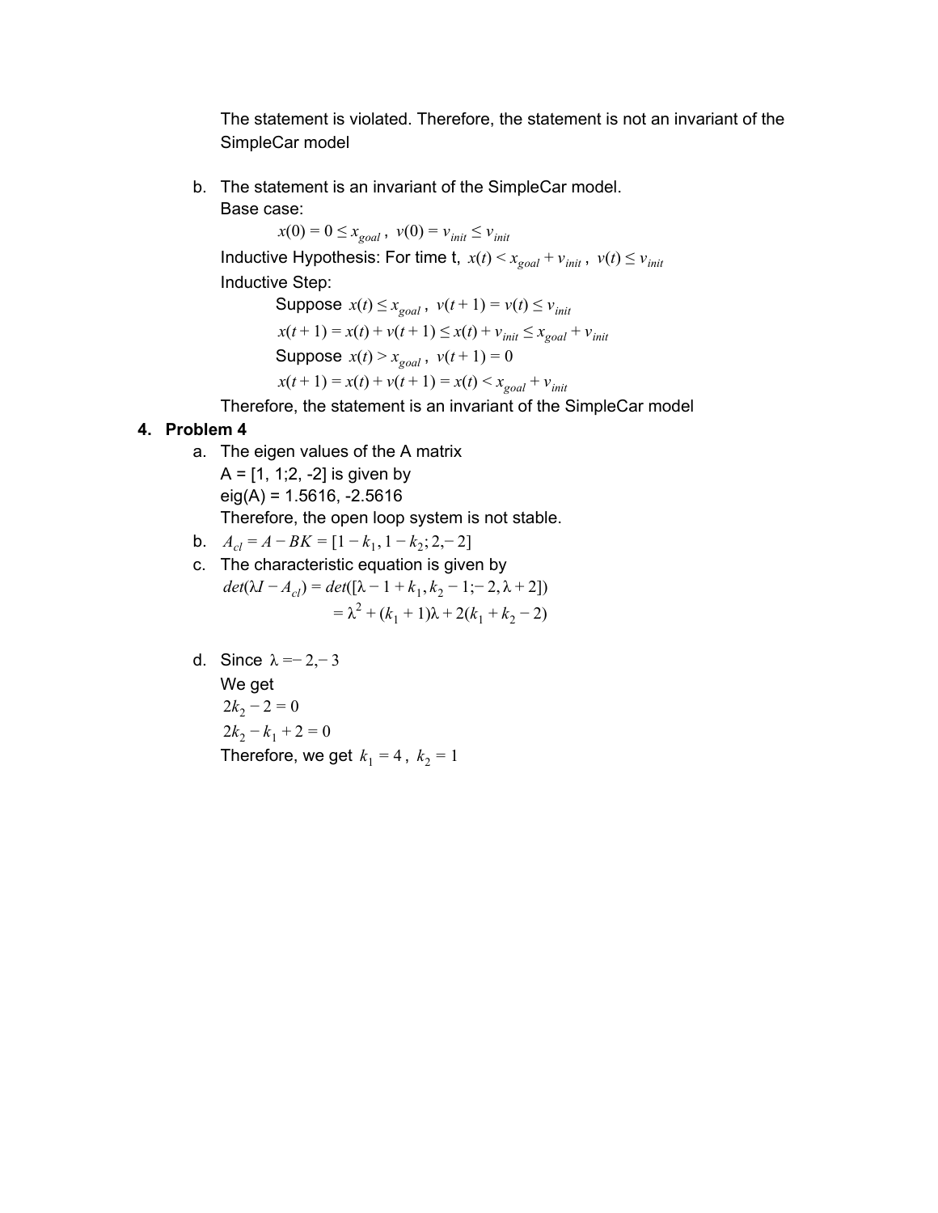The statement is violated. Therefore, the statement is not an invariant of the SimpleCar model

b. The statement is an invariant of the SimpleCar model.
   Base case:
   $$x(0) = 0 \le x_{goal} ,\ v(0) = v_{init} \le v_{init}$$
   Inductive Hypothesis: For time t, $x(t) < x_{goal} + v_{init} ,\ v(t) \le v_{init}$
   Inductive Step:
   Suppose $x(t) \le x_{goal} ,\ v(t+1) = v(t) \le v_{init}$
   $$x(t+1) = x(t) + v(t+1) \le x(t) + v_{init} \le x_{goal} + v_{init}$$
   Suppose $x(t) > x_{goal} ,\ v(t+1) = 0$
   $$x(t+1) = x(t) + v(t+1) = x(t) < x_{goal} + v_{init}$$
   Therefore, the statement is an invariant of the SimpleCar model

4. **Problem 4**
   a. The eigen values of the A matrix
      A = [1, 1;2, -2] is given by
      eig(A) = 1.5616, -2.5616
      Therefore, the open loop system is not stable.
   b. $A_{cl} = A - BK = [1 - k_1, 1 - k_2; 2, -2]$
   c. The characteristic equation is given by
      $$det(\lambda I - A_{cl}) = det([\lambda - 1 + k_1, k_2 - 1; -2, \lambda + 2])$$
      $$= \lambda^2 + (k_1 + 1)\lambda + 2(k_1 + k_2 - 2)$$
   d. Since $\lambda = -2, -3$
      We get
      $$2k_2 - 2 = 0$$
      $$2k_2 - k_1 + 2 = 0$$
      Therefore, we get $k_1 = 4 ,\ k_2 = 1$